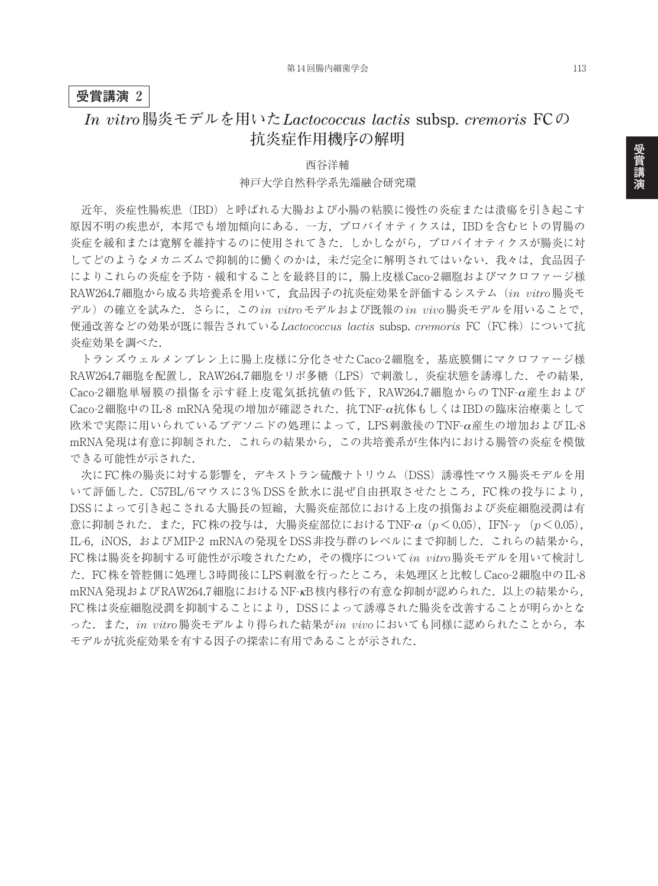**受賞講演 2**

# *In vitro* 腸炎モデルを用いた *Lactococcus lactis* subsp. *cremoris* FCの抗炎症作用機序の解明

西谷洋輔

神戸大学自然科学系先端融合研究環

近年，炎症性腸疾患（IBD）と呼ばれる大腸および小腸の粘膜に慢性の炎症または潰瘍を引き起こす原因不明の疾患が，本邦でも増加傾向にある．一方，プロバイオティクスは，IBDを含むヒトの胃腸の炎症を緩和または寛解を維持するのに使用されてきた．しかしながら，プロバイオティクスが腸炎に対してどのようなメカニズムで抑制的に働くのかは，未だ完全に解明されてはいない．我々は，食品因子によりこれらの炎症を予防・緩和することを最終目的に，腸上皮様Caco-2細胞およびマクロファージ様RAW264.7細胞から成る共培養系を用いて，食品因子の抗炎症効果を評価するシステム（*in vitro* 腸炎モデル）の確立を試みた．さらに，この *in vitro* モデルおよび既報の *in vivo* 腸炎モデルを用いることで，便通改善などの効果が既に報告されている *Lactococcus lactis* subsp. *cremoris* FC（FC株）について抗炎症効果を調べた．

トランズウェルメンブレン上に腸上皮様に分化させたCaco-2細胞を，基底膜側にマクロファージ様RAW264.7細胞を配置し，RAW264.7細胞をリポ多糖（LPS）で刺激し，炎症状態を誘導した．その結果，Caco-2細胞単層膜の損傷を示す経上皮電気抵抗値の低下，RAW264.7細胞からのTNF-$\alpha$産生およびCaco-2細胞中のIL-8 mRNA発現の増加が確認された．抗TNF-$\alpha$抗体もしくはIBDの臨床治療薬として欧米で実際に用いられているブデソニドの処理によって，LPS刺激後のTNF-$\alpha$産生の増加およびIL-8 mRNA発現は有意に抑制された．これらの結果から，この共培養系が生体内における腸管の炎症を模倣できる可能性が示された．

次にFC株の腸炎に対する影響を，デキストラン硫酸ナトリウム（DSS）誘導性マウス腸炎モデルを用いて評価した．C57BL/6マウスに3％DSSを飲水に混ぜ自由摂取させたところ，FC株の投与により，DSSによって引き起こされる大腸長の短縮，大腸炎症部位における上皮の損傷および炎症細胞浸潤は有意に抑制された．また，FC株の投与は，大腸炎症部位におけるTNF-$\alpha$（$p < 0.05$），IFN-$\gamma$（$p < 0.05$），IL-6，iNOS，およびMIP-2 mRNAの発現をDSS非投与群のレベルにまで抑制した．これらの結果から，FC株は腸炎を抑制する可能性が示唆されたため，その機序について *in vitro* 腸炎モデルを用いて検討した．FC株を管腔側に処理し3時間後にLPS刺激を行ったところ，未処理区と比較しCaco-2細胞中のIL-8 mRNA発現およびRAW264.7細胞におけるNF-$\kappa$B核内移行の有意な抑制が認められた．以上の結果から，FC株は炎症細胞浸潤を抑制することにより，DSSによって誘導された腸炎を改善することが明らかとなった．また，*in vitro* 腸炎モデルより得られた結果が *in vivo* においても同様に認められたことから，本モデルが抗炎症効果を有する因子の探索に有用であることが示された．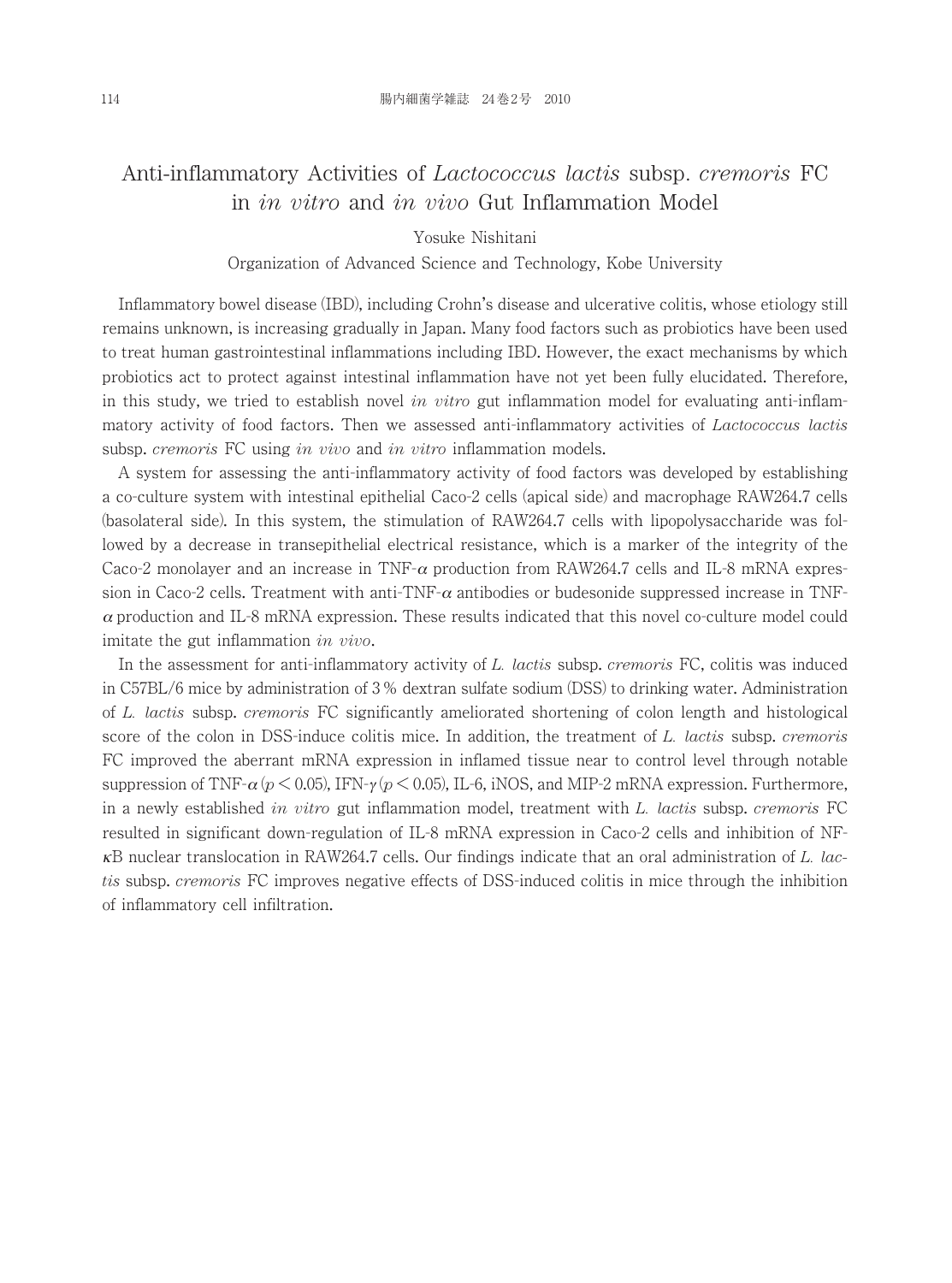# Anti-inflammatory Activities of *Lactococcus lactis* subsp. *cremoris* FC in *in vitro* and *in vivo* Gut Inflammation Model

Yosuke Nishitani

Organization of Advanced Science and Technology, Kobe University

Inflammatory bowel disease (IBD), including Crohn's disease and ulcerative colitis, whose etiology still remains unknown, is increasing gradually in Japan. Many food factors such as probiotics have been used to treat human gastrointestinal inflammations including IBD. However, the exact mechanisms by which probiotics act to protect against intestinal inflammation have not yet been fully elucidated. Therefore, in this study, we tried to establish novel *in vitro* gut inflammation model for evaluating anti-inflammatory activity of food factors. Then we assessed anti-inflammatory activities of *Lactococcus lactis* subsp. *cremoris* FC using *in vivo* and *in vitro* inflammation models.

A system for assessing the anti-inflammatory activity of food factors was developed by establishing a co-culture system with intestinal epithelial Caco-2 cells (apical side) and macrophage RAW264.7 cells (basolateral side). In this system, the stimulation of RAW264.7 cells with lipopolysaccharide was followed by a decrease in transepithelial electrical resistance, which is a marker of the integrity of the Caco-2 monolayer and an increase in TNF-$\alpha$ production from RAW264.7 cells and IL-8 mRNA expression in Caco-2 cells. Treatment with anti-TNF-$\alpha$ antibodies or budesonide suppressed increase in TNF-$\alpha$ production and IL-8 mRNA expression. These results indicated that this novel co-culture model could imitate the gut inflammation *in vivo*.

In the assessment for anti-inflammatory activity of *L. lactis* subsp. *cremoris* FC, colitis was induced in C57BL/6 mice by administration of 3% dextran sulfate sodium (DSS) to drinking water. Administration of *L. lactis* subsp. *cremoris* FC significantly ameliorated shortening of colon length and histological score of the colon in DSS-induce colitis mice. In addition, the treatment of *L. lactis* subsp. *cremoris* FC improved the aberrant mRNA expression in inflamed tissue near to control level through notable suppression of TNF-$\alpha$ ($p < 0.05$), IFN-$\gamma$ ($p < 0.05$), IL-6, iNOS, and MIP-2 mRNA expression. Furthermore, in a newly established *in vitro* gut inflammation model, treatment with *L. lactis* subsp. *cremoris* FC resulted in significant down-regulation of IL-8 mRNA expression in Caco-2 cells and inhibition of NF-$\kappa$B nuclear translocation in RAW264.7 cells. Our findings indicate that an oral administration of *L. lactis* subsp. *cremoris* FC improves negative effects of DSS-induced colitis in mice through the inhibition of inflammatory cell infiltration.